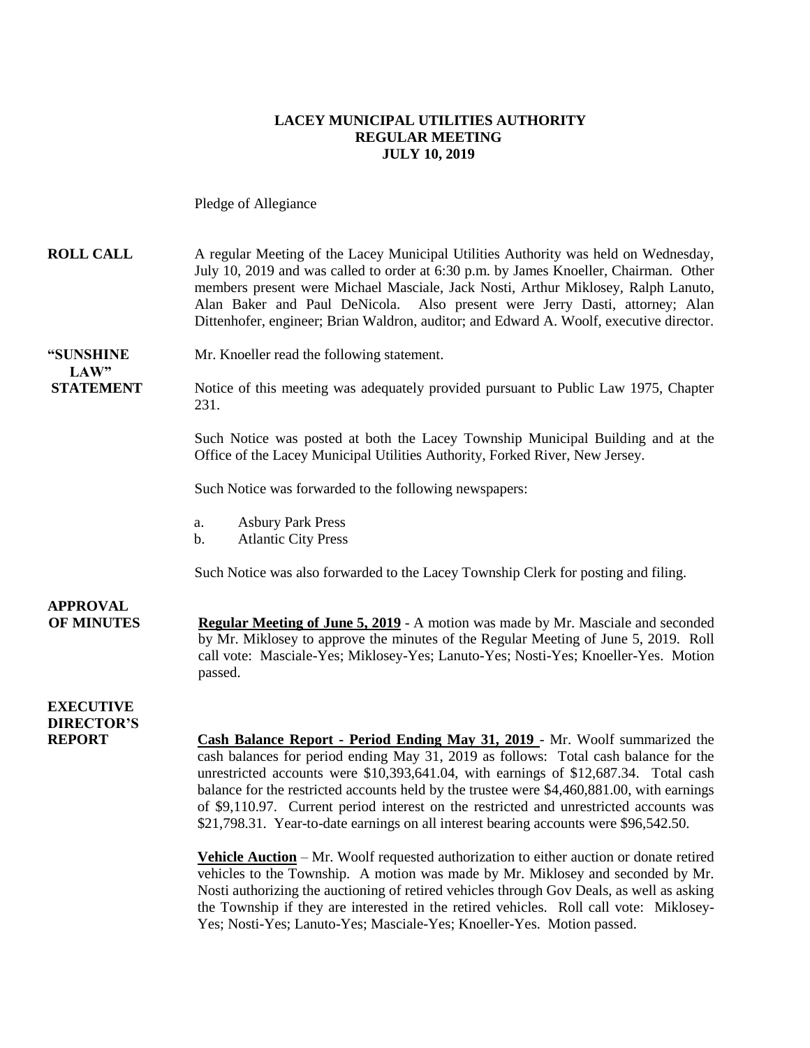# LACEY MUNICIPAL UTILITIES AUTHORITY
## REGULAR MEETING
## JULY 10, 2019

Pledge of Allegiance

**ROLL CALL** A regular Meeting of the Lacey Municipal Utilities Authority was held on Wednesday, July 10, 2019 and was called to order at 6:30 p.m. by James Knoeller, Chairman. Other members present were Michael Masciale, Jack Nosti, Arthur Miklosey, Ralph Lanuto, Alan Baker and Paul DeNicola. Also present were Jerry Dasti, attorney; Alan Dittenhofer, engineer; Brian Waldron, auditor; and Edward A. Woolf, executive director.

**"SUNSHINE LAW" STATEMENT** Mr. Knoeller read the following statement.

Notice of this meeting was adequately provided pursuant to Public Law 1975, Chapter 231.

Such Notice was posted at both the Lacey Township Municipal Building and at the Office of the Lacey Municipal Utilities Authority, Forked River, New Jersey.

Such Notice was forwarded to the following newspapers:

a. Asbury Park Press
b. Atlantic City Press

Such Notice was also forwarded to the Lacey Township Clerk for posting and filing.

**APPROVAL OF MINUTES** **Regular Meeting of June 5, 2019** - A motion was made by Mr. Masciale and seconded by Mr. Miklosey to approve the minutes of the Regular Meeting of June 5, 2019. Roll call vote: Masciale-Yes; Miklosey-Yes; Lanuto-Yes; Nosti-Yes; Knoeller-Yes. Motion passed.

**EXECUTIVE DIRECTOR'S REPORT** **Cash Balance Report - Period Ending May 31, 2019** - Mr. Woolf summarized the cash balances for period ending May 31, 2019 as follows: Total cash balance for the unrestricted accounts were $10,393,641.04, with earnings of $12,687.34. Total cash balance for the restricted accounts held by the trustee were $4,460,881.00, with earnings of $9,110.97. Current period interest on the restricted and unrestricted accounts was $21,798.31. Year-to-date earnings on all interest bearing accounts were $96,542.50.

**Vehicle Auction** – Mr. Woolf requested authorization to either auction or donate retired vehicles to the Township. A motion was made by Mr. Miklosey and seconded by Mr. Nosti authorizing the auctioning of retired vehicles through Gov Deals, as well as asking the Township if they are interested in the retired vehicles. Roll call vote: Miklosey-Yes; Nosti-Yes; Lanuto-Yes; Masciale-Yes; Knoeller-Yes. Motion passed.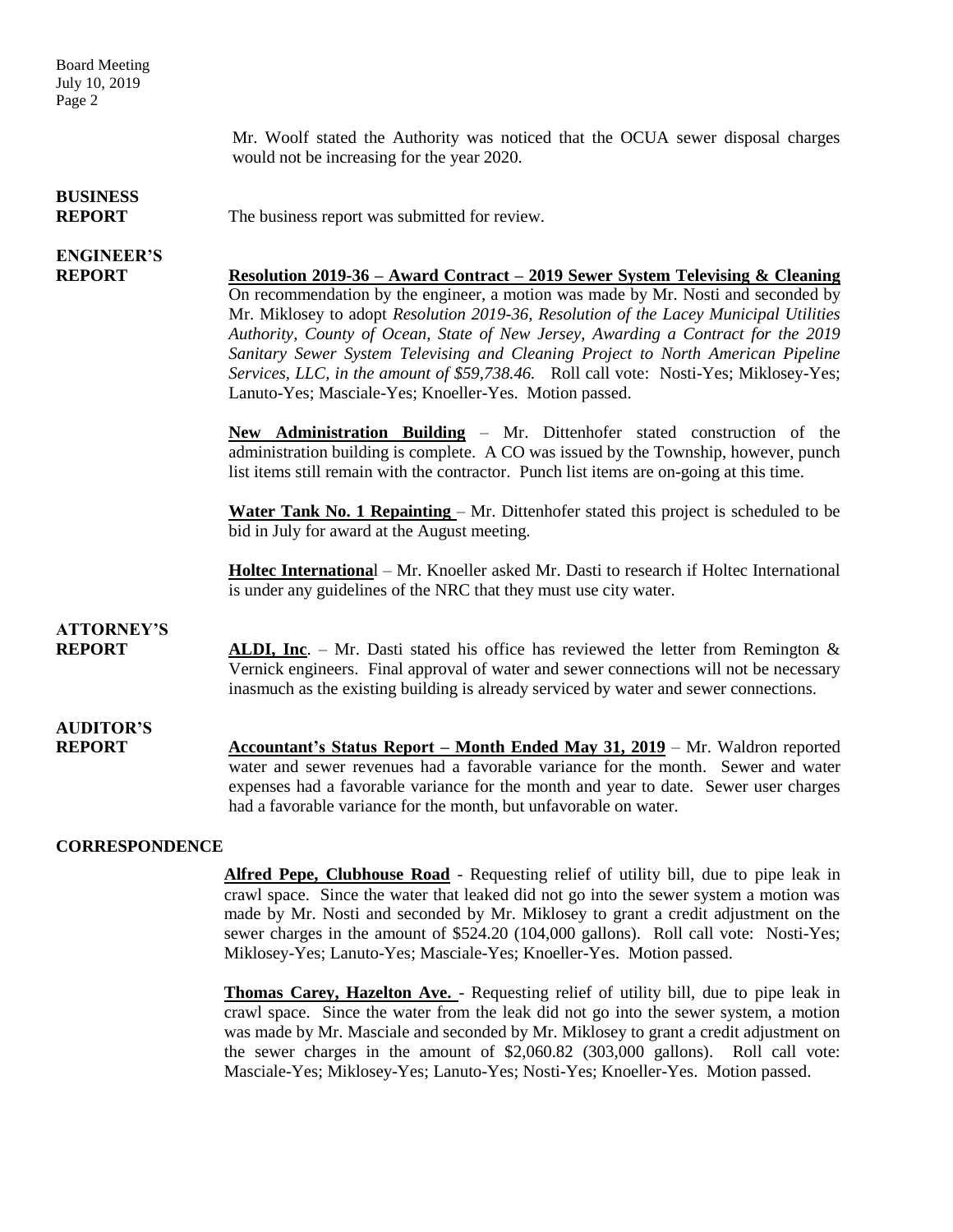Mr. Woolf stated the Authority was noticed that the OCUA sewer disposal charges would not be increasing for the year 2020.

**BUSINESS REPORT**

The business report was submitted for review.

**ENGINEER'S REPORT**

**Resolution 2019-36 – Award Contract – 2019 Sewer System Televising & Cleaning**
On recommendation by the engineer, a motion was made by Mr. Nosti and seconded by Mr. Miklosey to adopt *Resolution 2019-36, Resolution of the Lacey Municipal Utilities Authority, County of Ocean, State of New Jersey, Awarding a Contract for the 2019 Sanitary Sewer System Televising and Cleaning Project to North American Pipeline Services, LLC, in the amount of $59,738.46.* Roll call vote: Nosti-Yes; Miklosey-Yes; Lanuto-Yes; Masciale-Yes; Knoeller-Yes. Motion passed.

**New Administration Building** – Mr. Dittenhofer stated construction of the administration building is complete. A CO was issued by the Township, however, punch list items still remain with the contractor. Punch list items are on-going at this time.

**Water Tank No. 1 Repainting** – Mr. Dittenhofer stated this project is scheduled to be bid in July for award at the August meeting.

**Holtec International** – Mr. Knoeller asked Mr. Dasti to research if Holtec International is under any guidelines of the NRC that they must use city water.

**ATTORNEY'S REPORT**

**ALDI, Inc**. – Mr. Dasti stated his office has reviewed the letter from Remington & Vernick engineers. Final approval of water and sewer connections will not be necessary inasmuch as the existing building is already serviced by water and sewer connections.

**AUDITOR'S REPORT**

**Accountant's Status Report – Month Ended May 31, 2019** – Mr. Waldron reported water and sewer revenues had a favorable variance for the month. Sewer and water expenses had a favorable variance for the month and year to date. Sewer user charges had a favorable variance for the month, but unfavorable on water.

**CORRESPONDENCE**

**Alfred Pepe, Clubhouse Road** - Requesting relief of utility bill, due to pipe leak in crawl space. Since the water that leaked did not go into the sewer system a motion was made by Mr. Nosti and seconded by Mr. Miklosey to grant a credit adjustment on the sewer charges in the amount of $524.20 (104,000 gallons). Roll call vote: Nosti-Yes; Miklosey-Yes; Lanuto-Yes; Masciale-Yes; Knoeller-Yes. Motion passed.

**Thomas Carey, Hazelton Ave.** - Requesting relief of utility bill, due to pipe leak in crawl space. Since the water from the leak did not go into the sewer system, a motion was made by Mr. Masciale and seconded by Mr. Miklosey to grant a credit adjustment on the sewer charges in the amount of $2,060.82 (303,000 gallons). Roll call vote: Masciale-Yes; Miklosey-Yes; Lanuto-Yes; Nosti-Yes; Knoeller-Yes. Motion passed.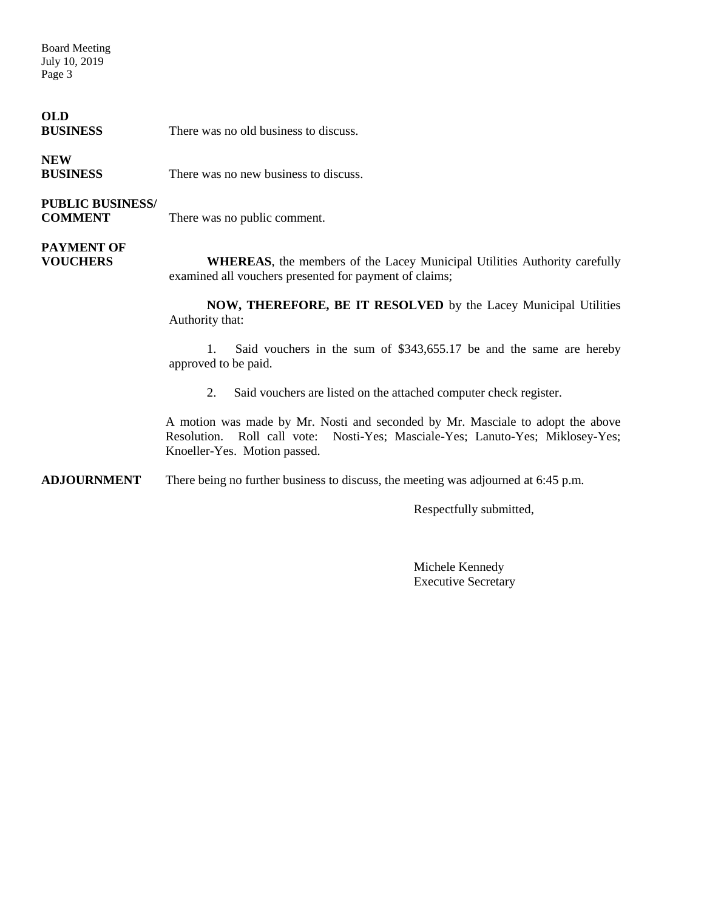**OLD BUSINESS**

There was no old business to discuss.

**NEW BUSINESS**

There was no new business to discuss.

**PUBLIC BUSINESS/ COMMENT**

There was no public comment.

**PAYMENT OF VOUCHERS**

**WHEREAS**, the members of the Lacey Municipal Utilities Authority carefully examined all vouchers presented for payment of claims;

**NOW, THEREFORE, BE IT RESOLVED** by the Lacey Municipal Utilities Authority that:

1. Said vouchers in the sum of $343,655.17 be and the same are hereby approved to be paid.

2. Said vouchers are listed on the attached computer check register.

A motion was made by Mr. Nosti and seconded by Mr. Masciale to adopt the above Resolution. Roll call vote: Nosti-Yes; Masciale-Yes; Lanuto-Yes; Miklosey-Yes; Knoeller-Yes. Motion passed.

**ADJOURNMENT**

There being no further business to discuss, the meeting was adjourned at 6:45 p.m.

Respectfully submitted,

Michele Kennedy
Executive Secretary